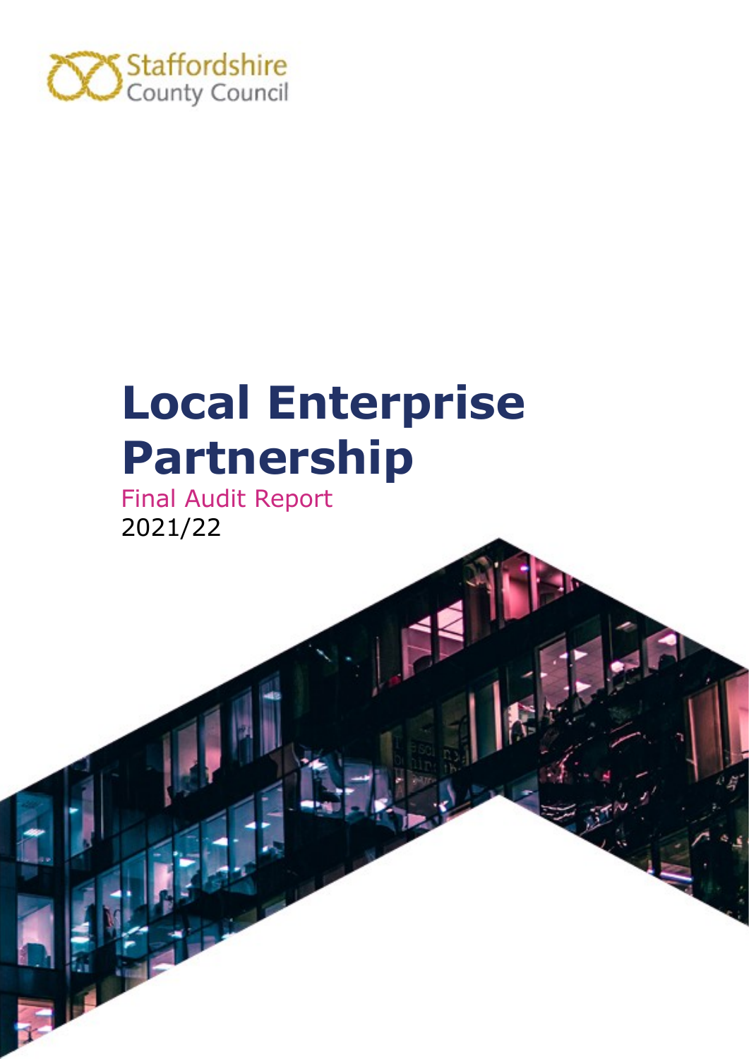Staffordshire County Council

# Local Enterprise Partnership

Final Audit Report

2021/22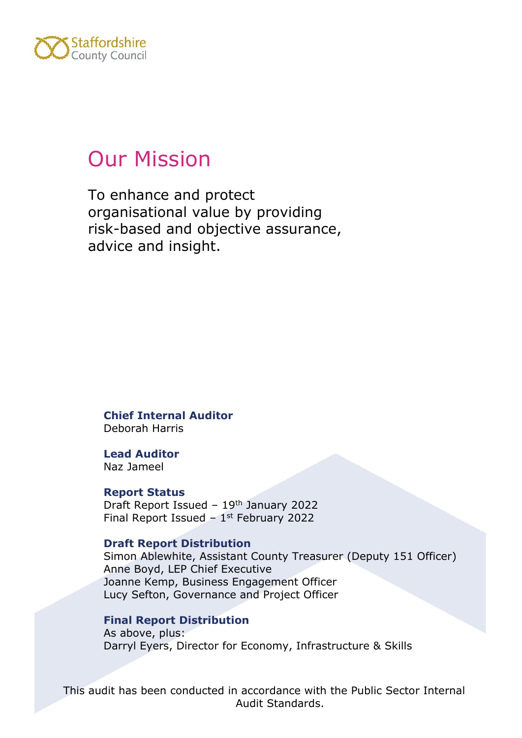Staffordshire County Council

# Our Mission

To enhance and protect organisational value by providing risk-based and objective assurance, advice and insight.

**Chief Internal Auditor**
Deborah Harris

**Lead Auditor**
Naz Jameel

**Report Status**
Draft Report Issued – 19th January 2022
Final Report Issued – 1st February 2022

**Draft Report Distribution**
Simon Ablewhite, Assistant County Treasurer (Deputy 151 Officer)
Anne Boyd, LEP Chief Executive
Joanne Kemp, Business Engagement Officer
Lucy Sefton, Governance and Project Officer

**Final Report Distribution**
As above, plus:
Darryl Eyers, Director for Economy, Infrastructure & Skills

This audit has been conducted in accordance with the Public Sector Internal Audit Standards.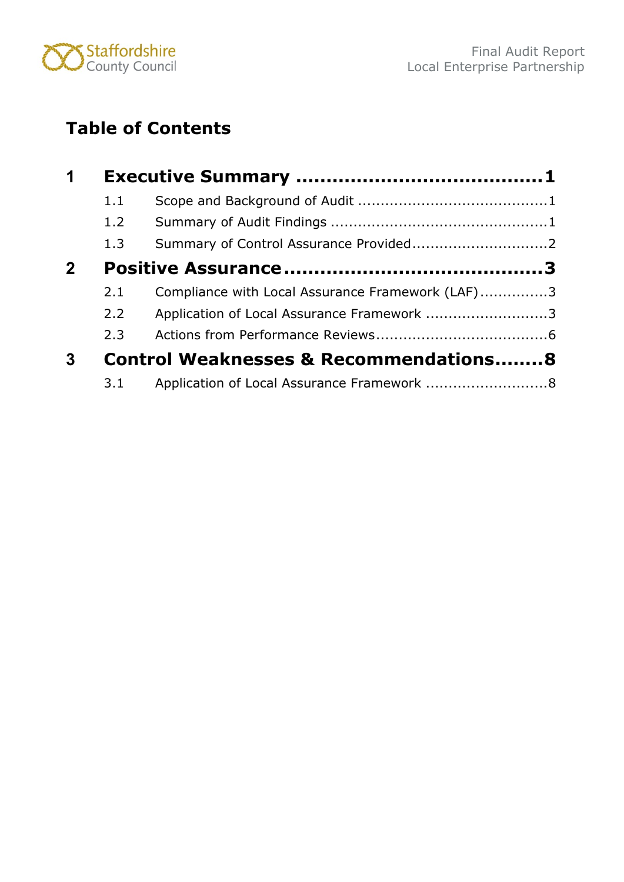# Table of Contents

**1 Executive Summary ........................................1**

- 1.1 Scope and Background of Audit ..........................................1
- 1.2 Summary of Audit Findings ................................................1
- 1.3 Summary of Control Assurance Provided..............................2

**2 Positive Assurance..........................................3**

- 2.1 Compliance with Local Assurance Framework (LAF)...............3
- 2.2 Application of Local Assurance Framework ...........................3
- 2.3 Actions from Performance Reviews......................................6

**3 Control Weaknesses & Recommendations........8**

- 3.1 Application of Local Assurance Framework ...........................8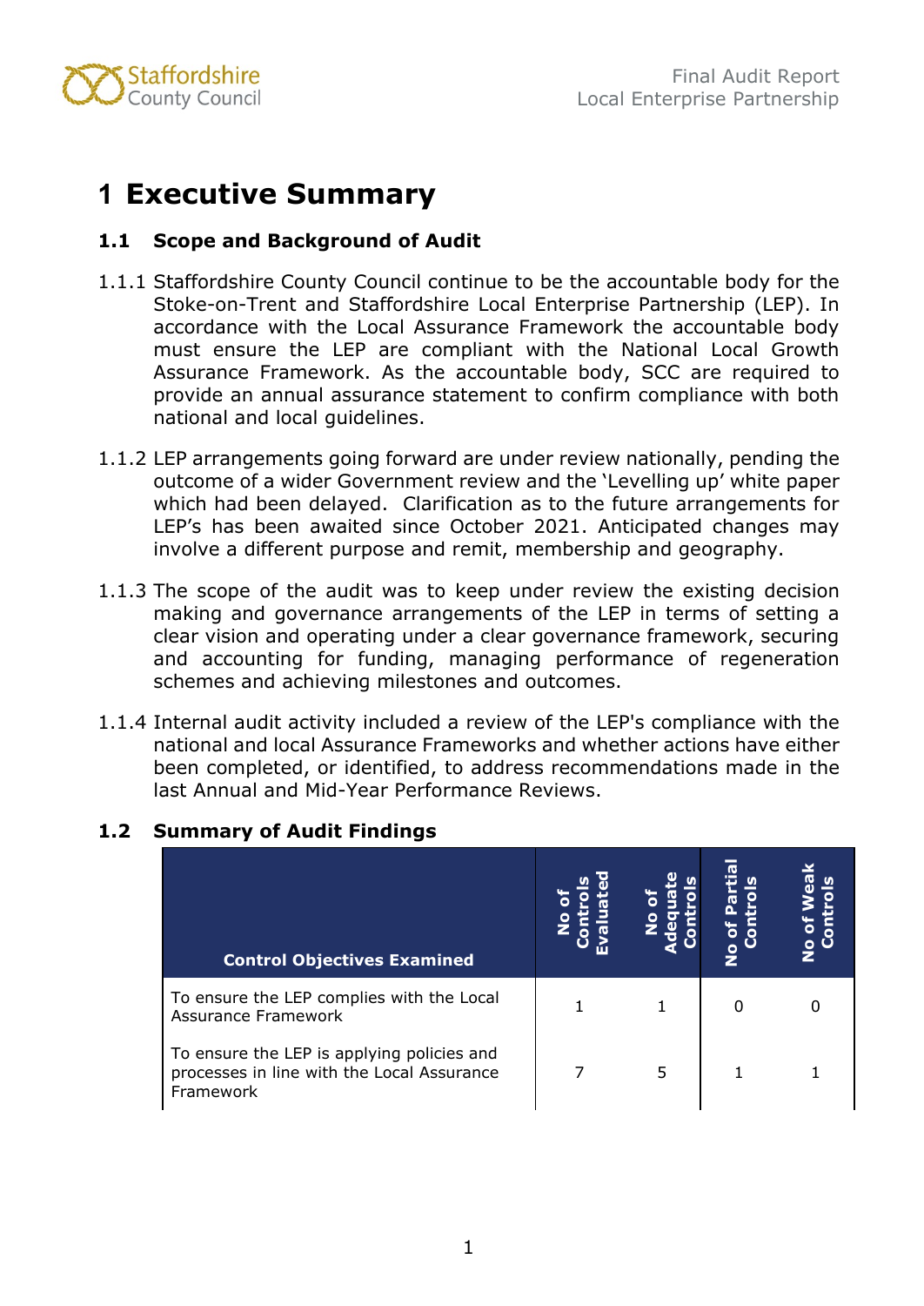# 1 Executive Summary

### 1.1 Scope and Background of Audit

1.1.1 Staffordshire County Council continue to be the accountable body for the Stoke-on-Trent and Staffordshire Local Enterprise Partnership (LEP). In accordance with the Local Assurance Framework the accountable body must ensure the LEP are compliant with the National Local Growth Assurance Framework. As the accountable body, SCC are required to provide an annual assurance statement to confirm compliance with both national and local guidelines.

1.1.2 LEP arrangements going forward are under review nationally, pending the outcome of a wider Government review and the 'Levelling up' white paper which had been delayed. Clarification as to the future arrangements for LEP's has been awaited since October 2021. Anticipated changes may involve a different purpose and remit, membership and geography.

1.1.3 The scope of the audit was to keep under review the existing decision making and governance arrangements of the LEP in terms of setting a clear vision and operating under a clear governance framework, securing and accounting for funding, managing performance of regeneration schemes and achieving milestones and outcomes.

1.1.4 Internal audit activity included a review of the LEP's compliance with the national and local Assurance Frameworks and whether actions have either been completed, or identified, to address recommendations made in the last Annual and Mid-Year Performance Reviews.

### 1.2 Summary of Audit Findings

| Control Objectives Examined | No of Controls Evaluated | No of Adequate Controls | No of Partial Controls | No of Weak Controls |
|---|---|---|---|---|
| To ensure the LEP complies with the Local Assurance Framework | 1 | 1 | 0 | 0 |
| To ensure the LEP is applying policies and processes in line with the Local Assurance Framework | 7 | 5 | 1 | 1 |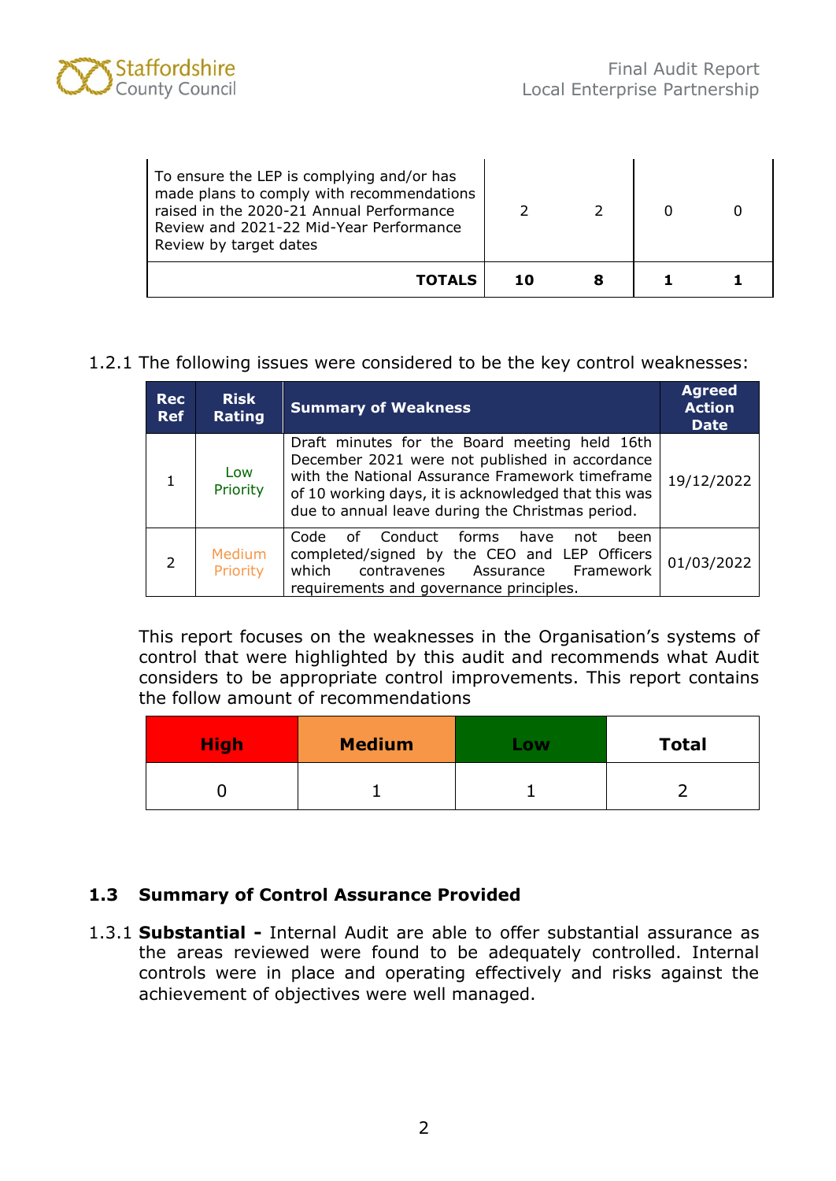| | | | | |
|---|---|---|---|---|
| To ensure the LEP is complying and/or has made plans to comply with recommendations raised in the 2020-21 Annual Performance Review and 2021-22 Mid-Year Performance Review by target dates | 2 | 2 | 0 | 0 |
| **TOTALS** | **10** | **8** | **1** | **1** |

1.2.1 The following issues were considered to be the key control weaknesses:

| Rec Ref | Risk Rating | Summary of Weakness | Agreed Action Date |
|---|---|---|---|
| 1 | Low Priority | Draft minutes for the Board meeting held 16th December 2021 were not published in accordance with the National Assurance Framework timeframe of 10 working days, it is acknowledged that this was due to annual leave during the Christmas period. | 19/12/2022 |
| 2 | Medium Priority | Code of Conduct forms have not been completed/signed by the CEO and LEP Officers which contravenes Assurance Framework requirements and governance principles. | 01/03/2022 |

This report focuses on the weaknesses in the Organisation's systems of control that were highlighted by this audit and recommends what Audit considers to be appropriate control improvements. This report contains the follow amount of recommendations

| High | Medium | Low | Total |
|---|---|---|---|
| 0 | 1 | 1 | 2 |

## 1.3 Summary of Control Assurance Provided

1.3.1 **Substantial -** Internal Audit are able to offer substantial assurance as the areas reviewed were found to be adequately controlled. Internal controls were in place and operating effectively and risks against the achievement of objectives were well managed.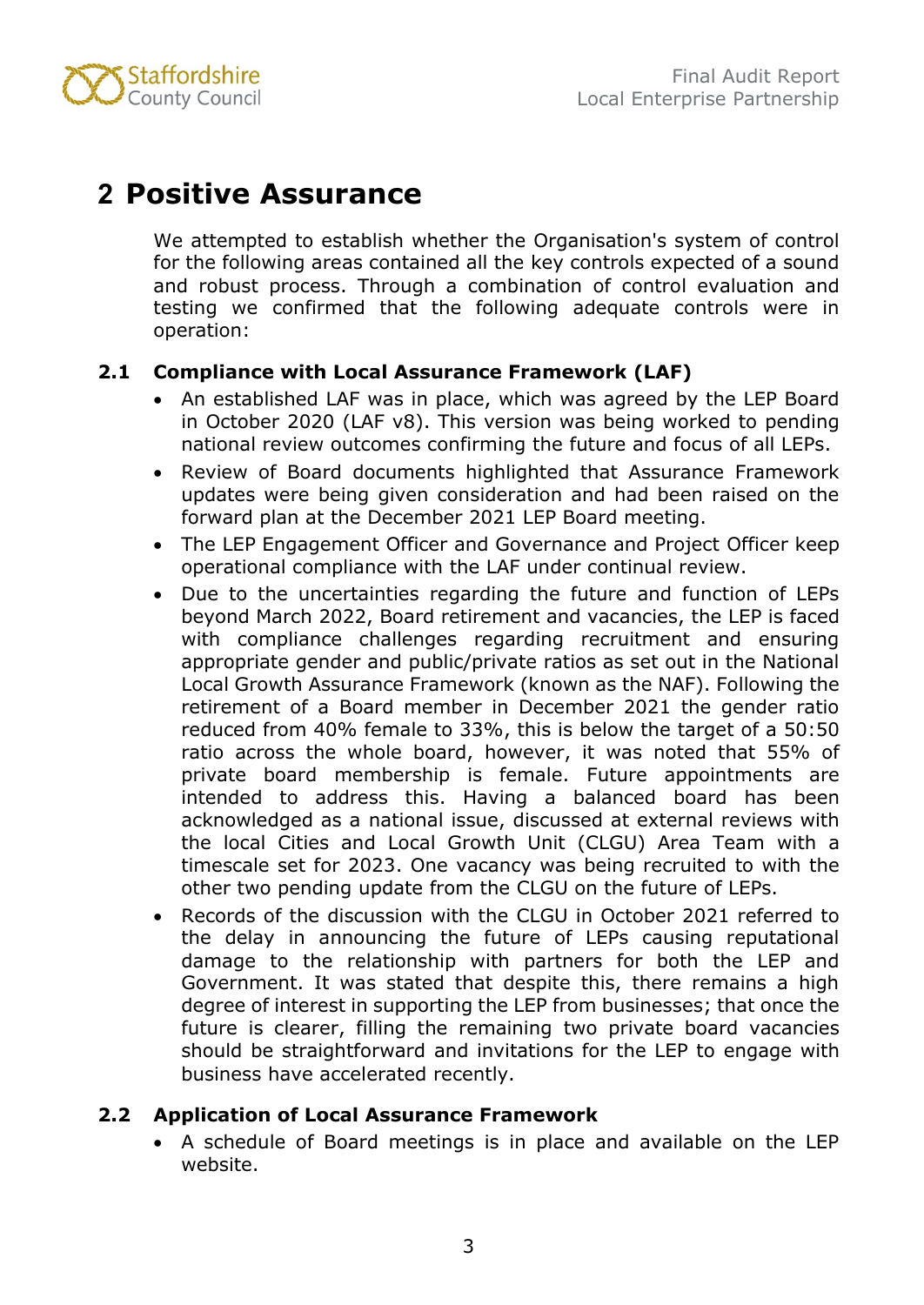# 2 Positive Assurance

We attempted to establish whether the Organisation's system of control for the following areas contained all the key controls expected of a sound and robust process. Through a combination of control evaluation and testing we confirmed that the following adequate controls were in operation:

### 2.1 Compliance with Local Assurance Framework (LAF)

- An established LAF was in place, which was agreed by the LEP Board in October 2020 (LAF v8). This version was being worked to pending national review outcomes confirming the future and focus of all LEPs.
- Review of Board documents highlighted that Assurance Framework updates were being given consideration and had been raised on the forward plan at the December 2021 LEP Board meeting.
- The LEP Engagement Officer and Governance and Project Officer keep operational compliance with the LAF under continual review.
- Due to the uncertainties regarding the future and function of LEPs beyond March 2022, Board retirement and vacancies, the LEP is faced with compliance challenges regarding recruitment and ensuring appropriate gender and public/private ratios as set out in the National Local Growth Assurance Framework (known as the NAF). Following the retirement of a Board member in December 2021 the gender ratio reduced from 40% female to 33%, this is below the target of a 50:50 ratio across the whole board, however, it was noted that 55% of private board membership is female. Future appointments are intended to address this. Having a balanced board has been acknowledged as a national issue, discussed at external reviews with the local Cities and Local Growth Unit (CLGU) Area Team with a timescale set for 2023. One vacancy was being recruited to with the other two pending update from the CLGU on the future of LEPs.
- Records of the discussion with the CLGU in October 2021 referred to the delay in announcing the future of LEPs causing reputational damage to the relationship with partners for both the LEP and Government. It was stated that despite this, there remains a high degree of interest in supporting the LEP from businesses; that once the future is clearer, filling the remaining two private board vacancies should be straightforward and invitations for the LEP to engage with business have accelerated recently.

### 2.2 Application of Local Assurance Framework

- A schedule of Board meetings is in place and available on the LEP website.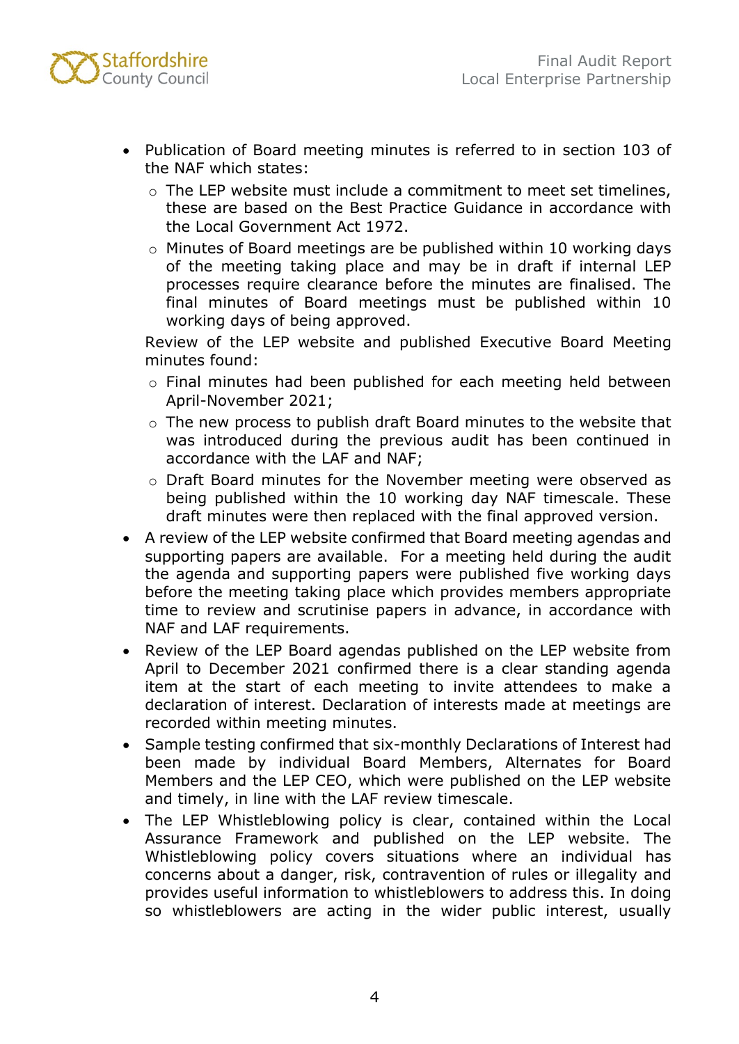- Publication of Board meeting minutes is referred to in section 103 of the NAF which states:
  - The LEP website must include a commitment to meet set timelines, these are based on the Best Practice Guidance in accordance with the Local Government Act 1972.
  - Minutes of Board meetings are be published within 10 working days of the meeting taking place and may be in draft if internal LEP processes require clearance before the minutes are finalised. The final minutes of Board meetings must be published within 10 working days of being approved.

  Review of the LEP website and published Executive Board Meeting minutes found:
  - Final minutes had been published for each meeting held between April-November 2021;
  - The new process to publish draft Board minutes to the website that was introduced during the previous audit has been continued in accordance with the LAF and NAF;
  - Draft Board minutes for the November meeting were observed as being published within the 10 working day NAF timescale. These draft minutes were then replaced with the final approved version.
- A review of the LEP website confirmed that Board meeting agendas and supporting papers are available. For a meeting held during the audit the agenda and supporting papers were published five working days before the meeting taking place which provides members appropriate time to review and scrutinise papers in advance, in accordance with NAF and LAF requirements.
- Review of the LEP Board agendas published on the LEP website from April to December 2021 confirmed there is a clear standing agenda item at the start of each meeting to invite attendees to make a declaration of interest. Declaration of interests made at meetings are recorded within meeting minutes.
- Sample testing confirmed that six-monthly Declarations of Interest had been made by individual Board Members, Alternates for Board Members and the LEP CEO, which were published on the LEP website and timely, in line with the LAF review timescale.
- The LEP Whistleblowing policy is clear, contained within the Local Assurance Framework and published on the LEP website. The Whistleblowing policy covers situations where an individual has concerns about a danger, risk, contravention of rules or illegality and provides useful information to whistleblowers to address this. In doing so whistleblowers are acting in the wider public interest, usually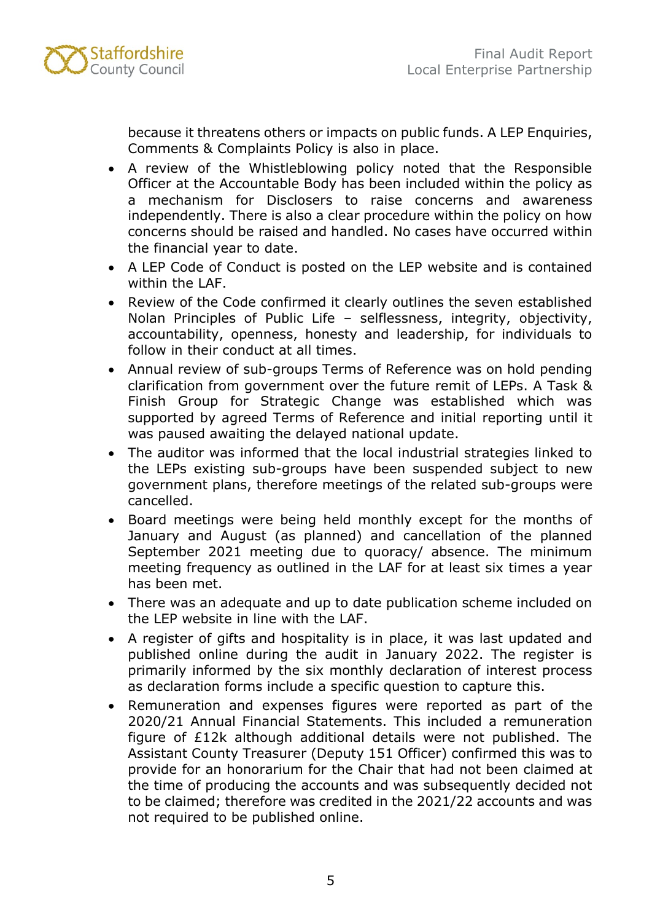because it threatens others or impacts on public funds. A LEP Enquiries, Comments & Complaints Policy is also in place.

- A review of the Whistleblowing policy noted that the Responsible Officer at the Accountable Body has been included within the policy as a mechanism for Disclosers to raise concerns and awareness independently. There is also a clear procedure within the policy on how concerns should be raised and handled. No cases have occurred within the financial year to date.
- A LEP Code of Conduct is posted on the LEP website and is contained within the LAF.
- Review of the Code confirmed it clearly outlines the seven established Nolan Principles of Public Life – selflessness, integrity, objectivity, accountability, openness, honesty and leadership, for individuals to follow in their conduct at all times.
- Annual review of sub-groups Terms of Reference was on hold pending clarification from government over the future remit of LEPs. A Task & Finish Group for Strategic Change was established which was supported by agreed Terms of Reference and initial reporting until it was paused awaiting the delayed national update.
- The auditor was informed that the local industrial strategies linked to the LEPs existing sub-groups have been suspended subject to new government plans, therefore meetings of the related sub-groups were cancelled.
- Board meetings were being held monthly except for the months of January and August (as planned) and cancellation of the planned September 2021 meeting due to quoracy/ absence. The minimum meeting frequency as outlined in the LAF for at least six times a year has been met.
- There was an adequate and up to date publication scheme included on the LEP website in line with the LAF.
- A register of gifts and hospitality is in place, it was last updated and published online during the audit in January 2022. The register is primarily informed by the six monthly declaration of interest process as declaration forms include a specific question to capture this.
- Remuneration and expenses figures were reported as part of the 2020/21 Annual Financial Statements. This included a remuneration figure of £12k although additional details were not published. The Assistant County Treasurer (Deputy 151 Officer) confirmed this was to provide for an honorarium for the Chair that had not been claimed at the time of producing the accounts and was subsequently decided not to be claimed; therefore was credited in the 2021/22 accounts and was not required to be published online.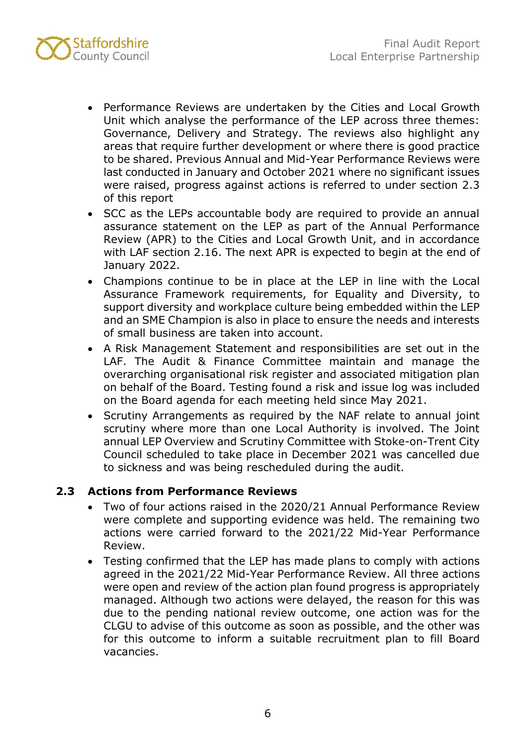- Performance Reviews are undertaken by the Cities and Local Growth Unit which analyse the performance of the LEP across three themes: Governance, Delivery and Strategy. The reviews also highlight any areas that require further development or where there is good practice to be shared. Previous Annual and Mid-Year Performance Reviews were last conducted in January and October 2021 where no significant issues were raised, progress against actions is referred to under section 2.3 of this report
- SCC as the LEPs accountable body are required to provide an annual assurance statement on the LEP as part of the Annual Performance Review (APR) to the Cities and Local Growth Unit, and in accordance with LAF section 2.16. The next APR is expected to begin at the end of January 2022.
- Champions continue to be in place at the LEP in line with the Local Assurance Framework requirements, for Equality and Diversity, to support diversity and workplace culture being embedded within the LEP and an SME Champion is also in place to ensure the needs and interests of small business are taken into account.
- A Risk Management Statement and responsibilities are set out in the LAF. The Audit & Finance Committee maintain and manage the overarching organisational risk register and associated mitigation plan on behalf of the Board. Testing found a risk and issue log was included on the Board agenda for each meeting held since May 2021.
- Scrutiny Arrangements as required by the NAF relate to annual joint scrutiny where more than one Local Authority is involved. The Joint annual LEP Overview and Scrutiny Committee with Stoke-on-Trent City Council scheduled to take place in December 2021 was cancelled due to sickness and was being rescheduled during the audit.

### 2.3 Actions from Performance Reviews

- Two of four actions raised in the 2020/21 Annual Performance Review were complete and supporting evidence was held. The remaining two actions were carried forward to the 2021/22 Mid-Year Performance Review.
- Testing confirmed that the LEP has made plans to comply with actions agreed in the 2021/22 Mid-Year Performance Review. All three actions were open and review of the action plan found progress is appropriately managed. Although two actions were delayed, the reason for this was due to the pending national review outcome, one action was for the CLGU to advise of this outcome as soon as possible, and the other was for this outcome to inform a suitable recruitment plan to fill Board vacancies.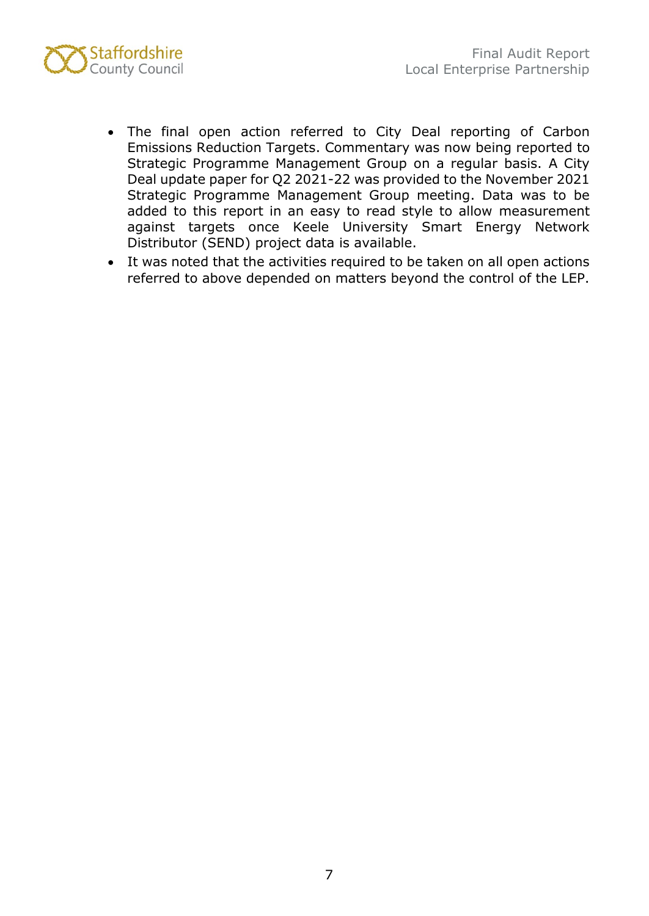- The final open action referred to City Deal reporting of Carbon Emissions Reduction Targets. Commentary was now being reported to Strategic Programme Management Group on a regular basis. A City Deal update paper for Q2 2021-22 was provided to the November 2021 Strategic Programme Management Group meeting. Data was to be added to this report in an easy to read style to allow measurement against targets once Keele University Smart Energy Network Distributor (SEND) project data is available.
- It was noted that the activities required to be taken on all open actions referred to above depended on matters beyond the control of the LEP.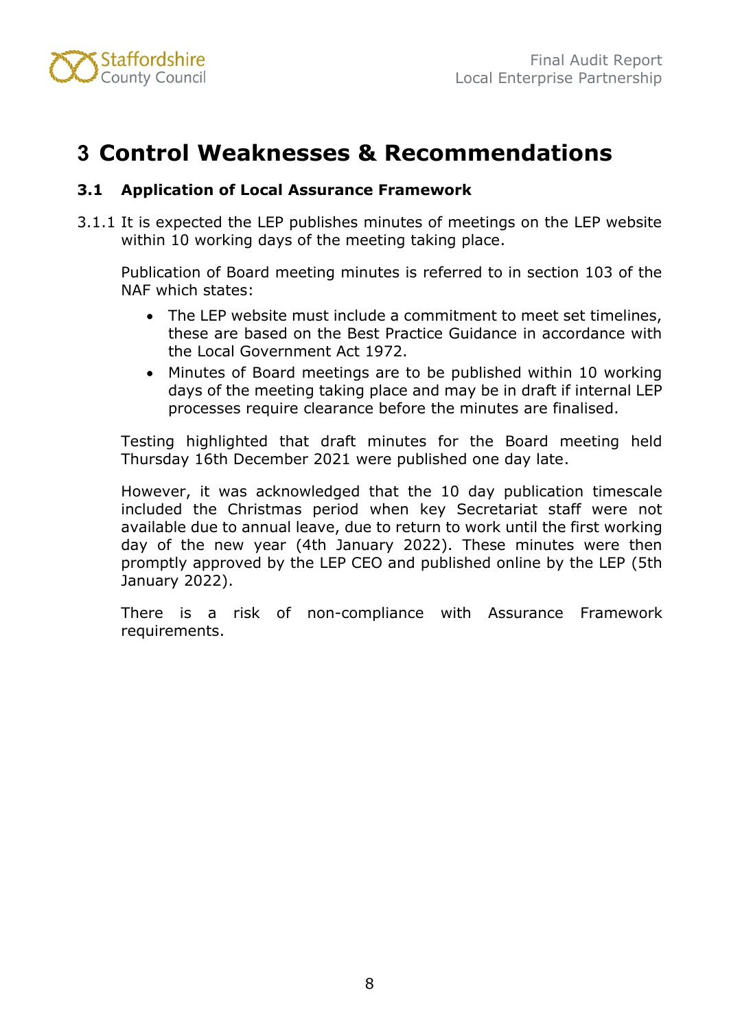# 3 Control Weaknesses & Recommendations

## 3.1 Application of Local Assurance Framework

3.1.1 It is expected the LEP publishes minutes of meetings on the LEP website within 10 working days of the meeting taking place.

Publication of Board meeting minutes is referred to in section 103 of the NAF which states:

- The LEP website must include a commitment to meet set timelines, these are based on the Best Practice Guidance in accordance with the Local Government Act 1972.
- Minutes of Board meetings are to be published within 10 working days of the meeting taking place and may be in draft if internal LEP processes require clearance before the minutes are finalised.

Testing highlighted that draft minutes for the Board meeting held Thursday 16th December 2021 were published one day late.

However, it was acknowledged that the 10 day publication timescale included the Christmas period when key Secretariat staff were not available due to annual leave, due to return to work until the first working day of the new year (4th January 2022). These minutes were then promptly approved by the LEP CEO and published online by the LEP (5th January 2022).

There is a risk of non-compliance with Assurance Framework requirements.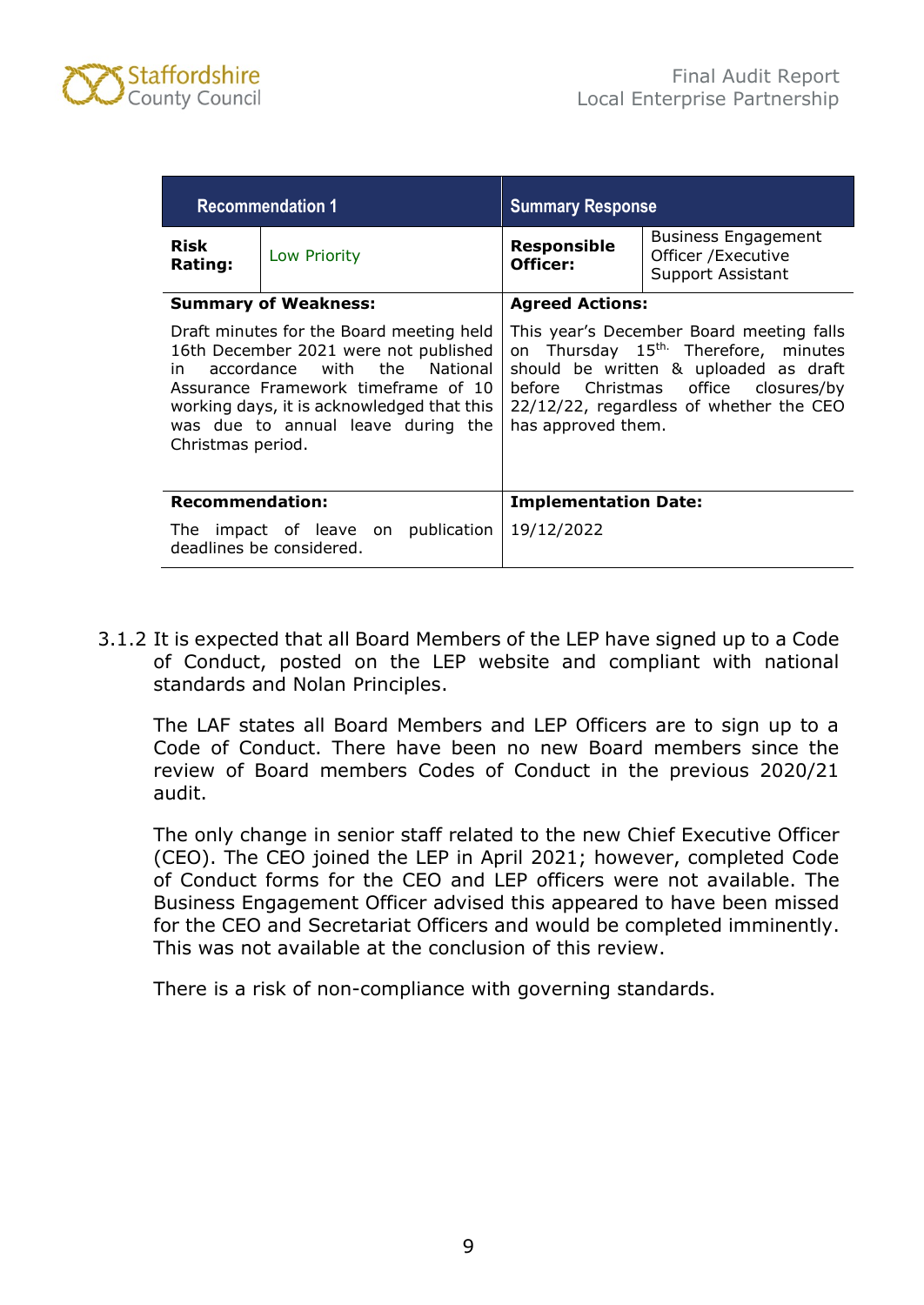| Recommendation 1 | | Summary Response | |
|---|---|---|---|
| **Risk Rating:** | Low Priority | **Responsible Officer:** | Business Engagement Officer /Executive Support Assistant |
| **Summary of Weakness:** | | **Agreed Actions:** | |
| Draft minutes for the Board meeting held 16th December 2021 were not published in accordance with the National Assurance Framework timeframe of 10 working days, it is acknowledged that this was due to annual leave during the Christmas period. | | This year's December Board meeting falls on Thursday 15th. Therefore, minutes should be written & uploaded as draft before Christmas office closures/by 22/12/22, regardless of whether the CEO has approved them. | |
| **Recommendation:** | | **Implementation Date:** | |
| The impact of leave on publication deadlines be considered. | | 19/12/2022 | |

3.1.2 It is expected that all Board Members of the LEP have signed up to a Code of Conduct, posted on the LEP website and compliant with national standards and Nolan Principles.

The LAF states all Board Members and LEP Officers are to sign up to a Code of Conduct. There have been no new Board members since the review of Board members Codes of Conduct in the previous 2020/21 audit.

The only change in senior staff related to the new Chief Executive Officer (CEO). The CEO joined the LEP in April 2021; however, completed Code of Conduct forms for the CEO and LEP officers were not available. The Business Engagement Officer advised this appeared to have been missed for the CEO and Secretariat Officers and would be completed imminently. This was not available at the conclusion of this review.

There is a risk of non-compliance with governing standards.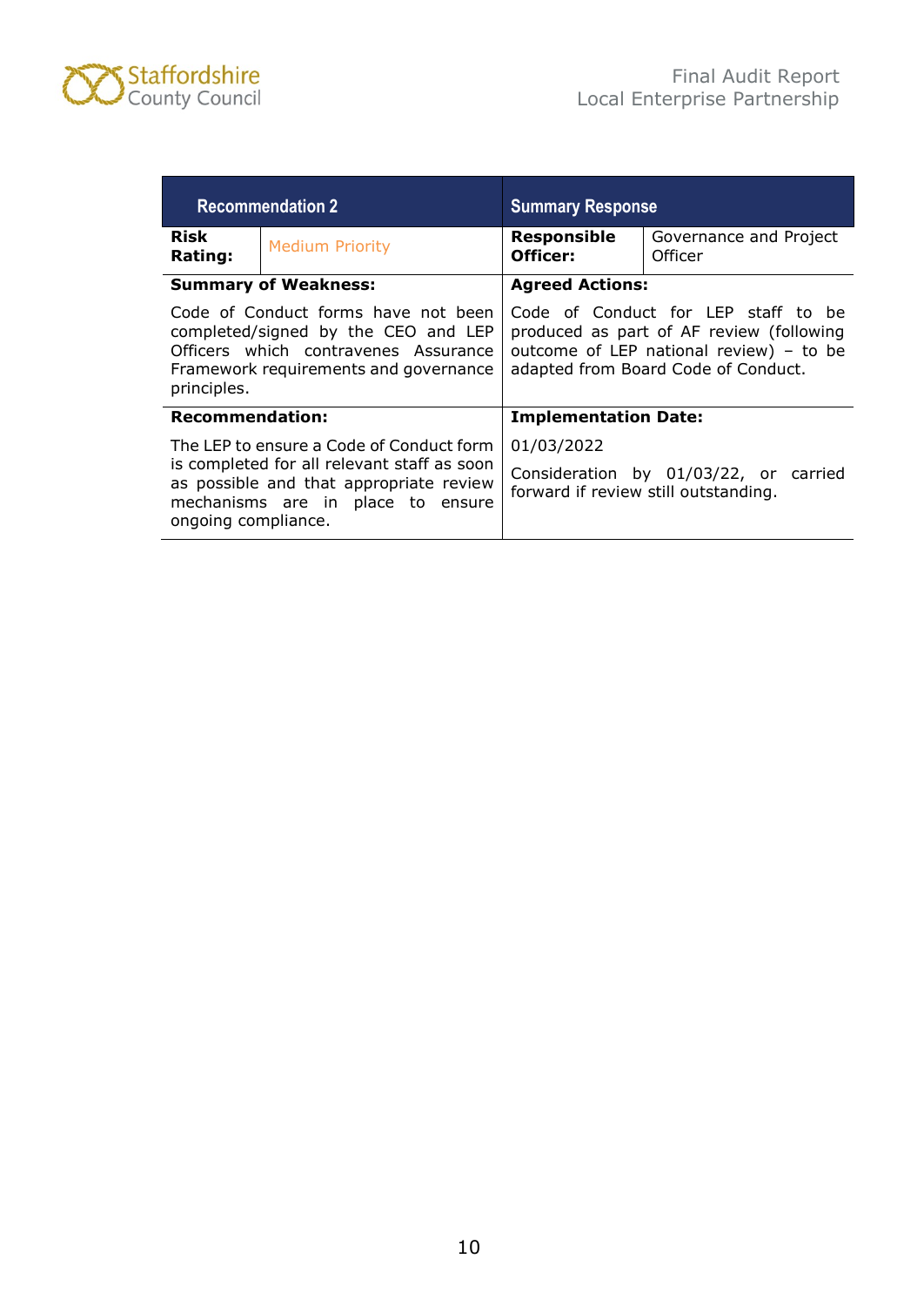| Recommendation 2 | | Summary Response | |
|---|---|---|---|
| **Risk Rating:** | Medium Priority | **Responsible Officer:** | Governance and Project Officer |
| **Summary of Weakness:**<br><br>Code of Conduct forms have not been completed/signed by the CEO and LEP Officers which contravenes Assurance Framework requirements and governance principles. | | **Agreed Actions:**<br><br>Code of Conduct for LEP staff to be produced as part of AF review (following outcome of LEP national review) – to be adapted from Board Code of Conduct. | |
| **Recommendation:**<br><br>The LEP to ensure a Code of Conduct form is completed for all relevant staff as soon as possible and that appropriate review mechanisms are in place to ensure ongoing compliance. | | **Implementation Date:**<br><br>01/03/2022<br><br>Consideration by 01/03/22, or carried forward if review still outstanding. | |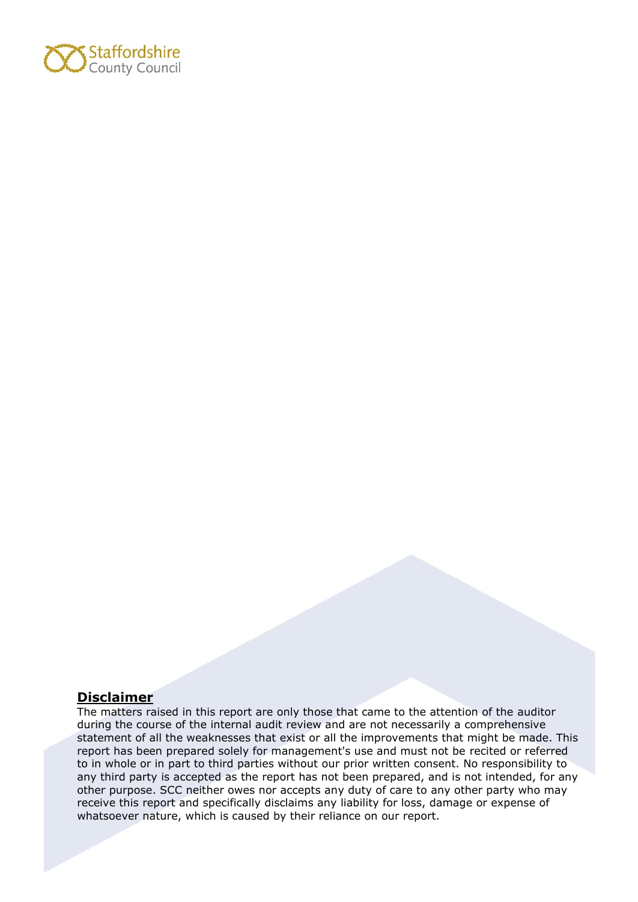## Disclaimer

The matters raised in this report are only those that came to the attention of the auditor during the course of the internal audit review and are not necessarily a comprehensive statement of all the weaknesses that exist or all the improvements that might be made. This report has been prepared solely for management's use and must not be recited or referred to in whole or in part to third parties without our prior written consent. No responsibility to any third party is accepted as the report has not been prepared, and is not intended, for any other purpose. SCC neither owes nor accepts any duty of care to any other party who may receive this report and specifically disclaims any liability for loss, damage or expense of whatsoever nature, which is caused by their reliance on our report.